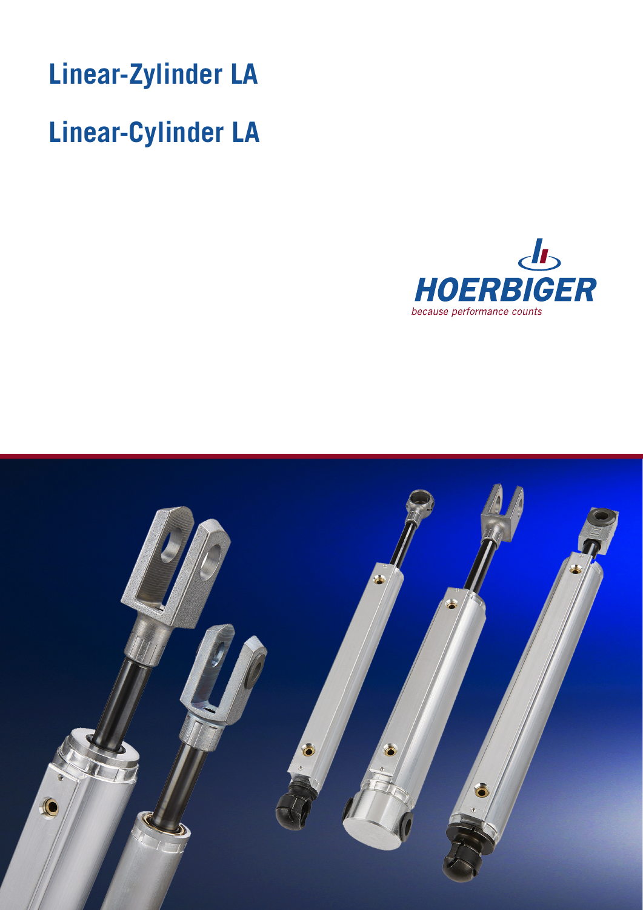# Linear-Zylinder LA

# Linear-Cylinder LA

HOERBIGER

*because performance counts*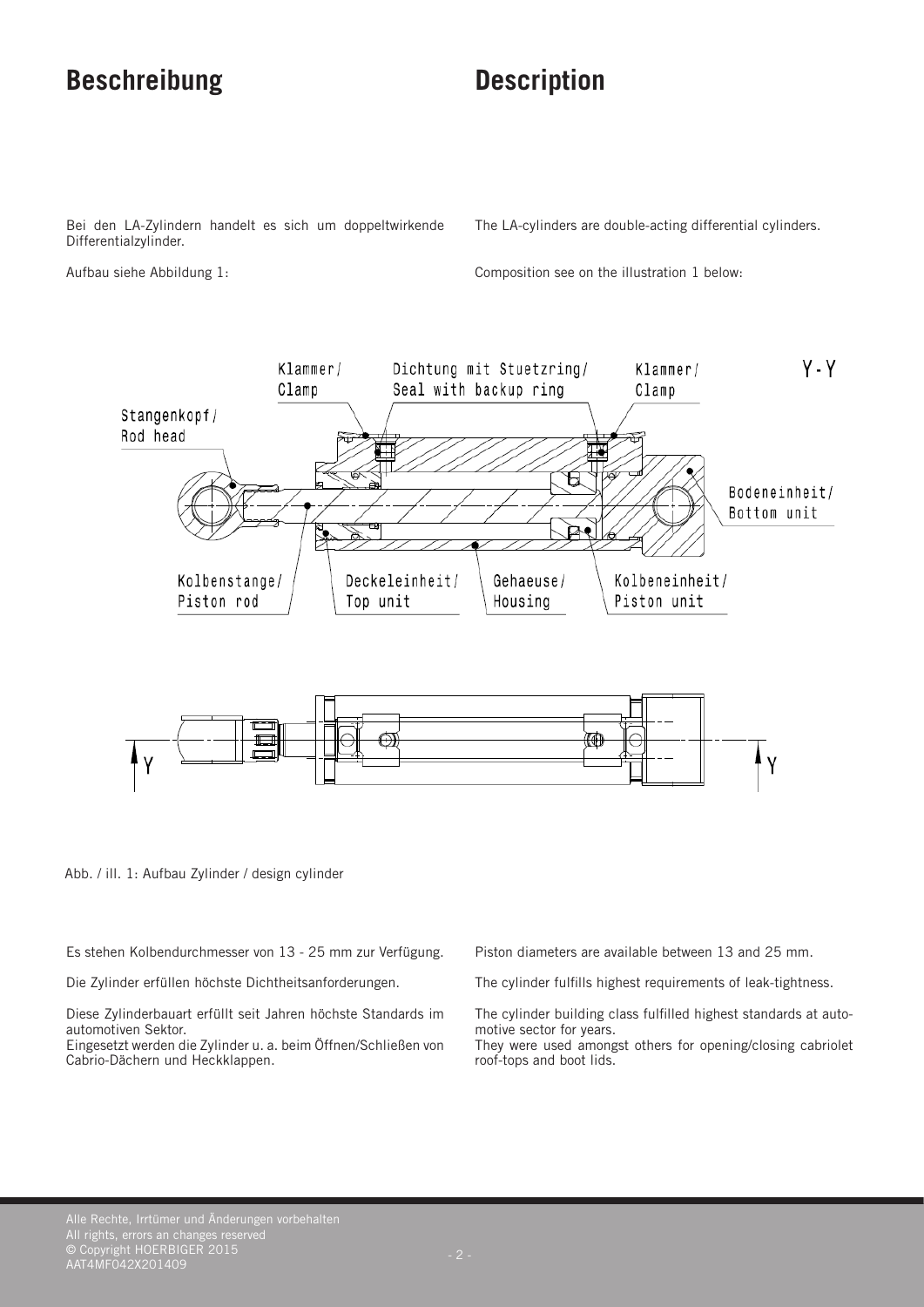# Beschreibung

# Description

Bei den LA-Zylindern handelt es sich um doppeltwirkende Differentialzylinder.

Aufbau siehe Abbildung 1:

The LA-cylinders are double-acting differential cylinders.

Composition see on the illustration 1 below:

Abb. / ill. 1: Aufbau Zylinder / design cylinder

Es stehen Kolbendurchmesser von 13 - 25 mm zur Verfügung.

Die Zylinder erfüllen höchste Dichtheitsanforderungen.

Diese Zylinderbauart erfüllt seit Jahren höchste Standards im automotiven Sektor.
Eingesetzt werden die Zylinder u. a. beim Öffnen/Schließen von Cabrio-Dächern und Heckklappen.

Piston diameters are available between 13 and 25 mm.

The cylinder fulfills highest requirements of leak-tightness.

The cylinder building class fulfilled highest standards at automotive sector for years.
They were used amongst others for opening/closing cabriolet roof-tops and boot lids.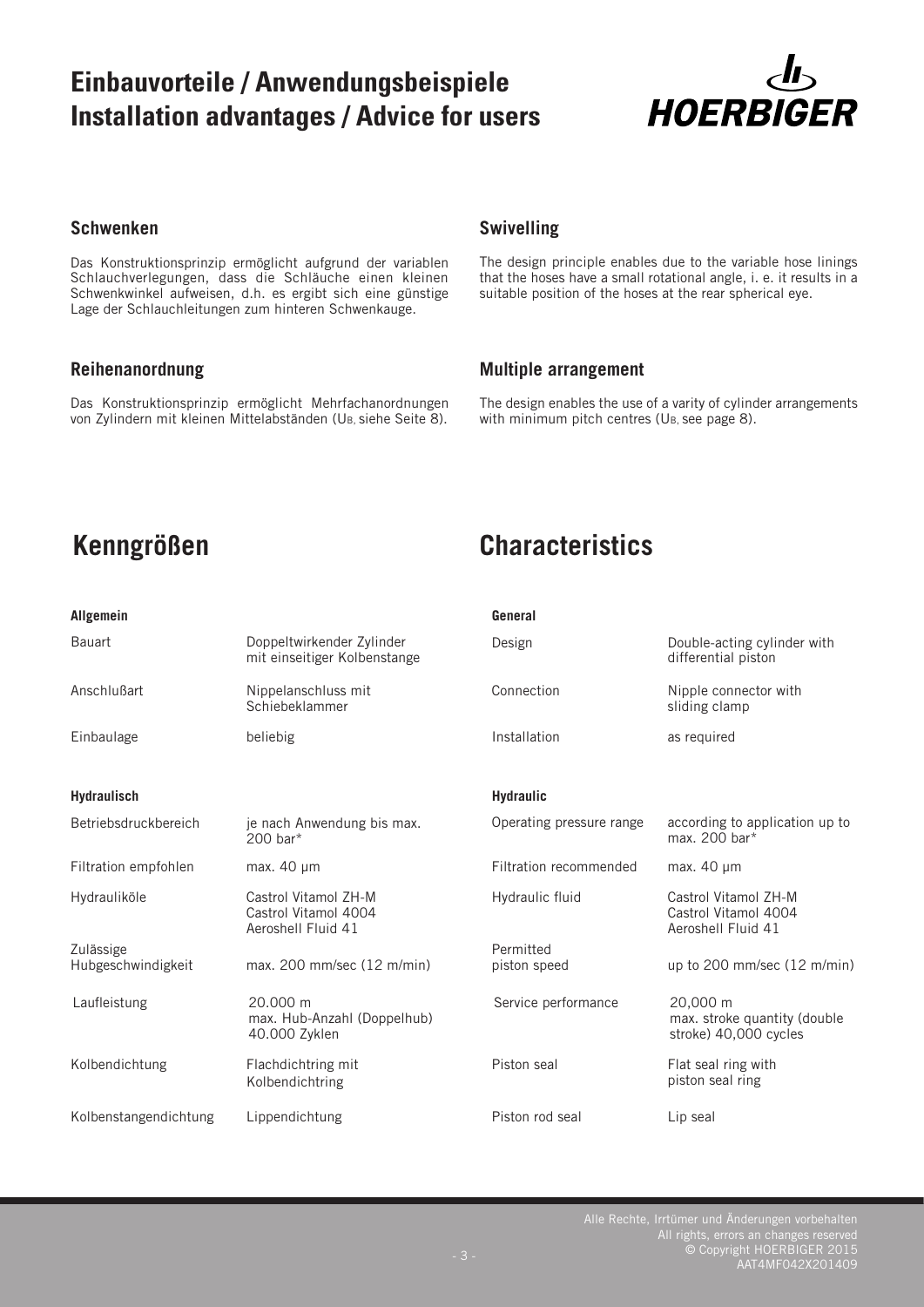# Einbauvorteile / Anwendungsbeispiele
# Installation advantages / Advice for users

### Schwenken

Das Konstruktionsprinzip ermöglicht aufgrund der variablen Schlauchverlegungen, dass die Schläuche einen kleinen Schwenkwinkel aufweisen, d.h. es ergibt sich eine günstige Lage der Schlauchleitungen zum hinteren Schwenkauge.

### Swivelling

The design principle enables due to the variable hose linings that the hoses have a small rotational angle, i. e. it results in a suitable position of the hoses at the rear spherical eye.

### Reihenanordnung

Das Konstruktionsprinzip ermöglicht Mehrfachanordnungen von Zylindern mit kleinen Mittelabständen ($U_B$, siehe Seite 8).

### Multiple arrangement

The design enables the use of a varity of cylinder arrangements with minimum pitch centres ($U_B$, see page 8).

## Kenngrößen

## Characteristics

| **Allgemein** | | **General** | |
|---|---|---|---|
| Bauart | Doppeltwirkender Zylinder mit einseitiger Kolbenstange | Design | Double-acting cylinder with differential piston |
| Anschlußart | Nippelanschluss mit Schiebeklammer | Connection | Nipple connector with sliding clamp |
| Einbaulage | beliebig | Installation | as required |
| **Hydraulisch** | | **Hydraulic** | |
| Betriebsdruckbereich | je nach Anwendung bis max. 200 bar* | Operating pressure range | according to application up to max. 200 bar* |
| Filtration empfohlen | max. 40 µm | Filtration recommended | max. 40 µm |
| Hydrauliköle | Castrol Vitamol ZH-M<br>Castrol Vitamol 4004<br>Aeroshell Fluid 41 | Hydraulic fluid | Castrol Vitamol ZH-M<br>Castrol Vitamol 4004<br>Aeroshell Fluid 41 |
| Zulässige Hubgeschwindigkeit | max. 200 mm/sec (12 m/min) | Permitted piston speed | up to 200 mm/sec (12 m/min) |
| Laufleistung | 20.000 m<br>max. Hub-Anzahl (Doppelhub) 40.000 Zyklen | Service performance | 20,000 m<br>max. stroke quantity (double stroke) 40,000 cycles |
| Kolbendichtung | Flachdichtring mit Kolbendichtring | Piston seal | Flat seal ring with piston seal ring |
| Kolbenstangendichtung | Lippendichtung | Piston rod seal | Lip seal |

Alle Rechte, Irrtümer und Änderungen vorbehalten
All rights, errors an changes reserved
© Copyright HOERBIGER 2015
AAT4MF042X201409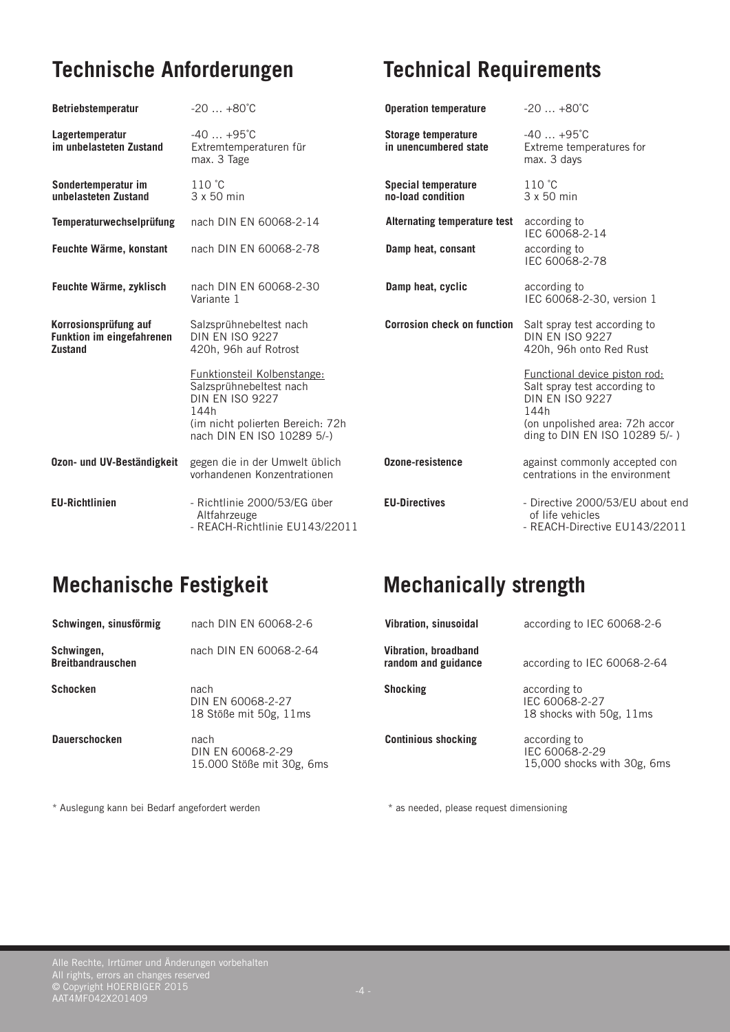## Technische Anforderungen

| | |
|---|---|
| **Betriebstemperatur** | -20 … +80˚C |
| **Lagertemperatur im unbelasteten Zustand** | -40 … +95˚C Extremtemperaturen für max. 3 Tage |
| **Sondertemperatur im unbelasteten Zustand** | 110 ˚C 3 x 50 min |
| **Temperaturwechselprüfung** | nach DIN EN 60068-2-14 |
| **Feuchte Wärme, konstant** | nach DIN EN 60068-2-78 |
| **Feuchte Wärme, zyklisch** | nach DIN EN 60068-2-30 Variante 1 |
| **Korrosionsprüfung auf Funktion im eingefahrenen Zustand** | Salzsprühnebeltest nach DIN EN ISO 9227 420h, 96h auf Rotrost |
| | Funktionsteil Kolbenstange: Salzsprühnebeltest nach DIN EN ISO 9227 144h (im nicht polierten Bereich: 72h nach DIN EN ISO 10289 5/-) |
| **Ozon- und UV-Beständigkeit** | gegen die in der Umwelt üblich vorhandenen Konzentrationen |
| **EU-Richtlinien** | - Richtlinie 2000/53/EG über Altfahrzeuge<br>- REACH-Richtlinie EU143/22011 |

## Technical Requirements

| | |
|---|---|
| **Operation temperature** | -20 … +80˚C |
| **Storage temperature in unencumbered state** | -40 … +95˚C Extreme temperatures for max. 3 days |
| **Special temperature no-load condition** | 110 ˚C 3 x 50 min |
| **Alternating temperature test** | according to IEC 60068-2-14 |
| **Damp heat, consant** | according to IEC 60068-2-78 |
| **Damp heat, cyclic** | according to IEC 60068-2-30, version 1 |
| **Corrosion check on function** | Salt spray test according to DIN EN ISO 9227 420h, 96h onto Red Rust |
| | Functional device piston rod: Salt spray test according to DIN EN ISO 9227 144h (on unpolished area: 72h accor ding to DIN EN ISO 10289 5/- ) |
| **Ozone-resistence** | against commonly accepted con centrations in the environment |
| **EU-Directives** | - Directive 2000/53/EU about end of life vehicles<br>- REACH-Directive EU143/22011 |

## Mechanische Festigkeit

| | |
|---|---|
| **Schwingen, sinusförmig** | nach DIN EN 60068-2-6 |
| **Schwingen, Breitbandrauschen** | nach DIN EN 60068-2-64 |
| **Schocken** | nach DIN EN 60068-2-27 18 Stöße mit 50g, 11ms |
| **Dauerschocken** | nach DIN EN 60068-2-29 15.000 Stöße mit 30g, 6ms |

\* Auslegung kann bei Bedarf angefordert werden

## Mechanically strength

| | |
|---|---|
| **Vibration, sinusoidal** | according to IEC 60068-2-6 |
| **Vibration, broadband random and guidance** | according to IEC 60068-2-64 |
| **Shocking** | according to IEC 60068-2-27 18 shocks with 50g, 11ms |
| **Continious shocking** | according to IEC 60068-2-29 15,000 shocks with 30g, 6ms |

\* as needed, please request dimensioning

Alle Rechte, Irrtümer und Änderungen vorbehalten
All rights, errors an changes reserved
© Copyright HOERBIGER 2015
AAT4MF042X201409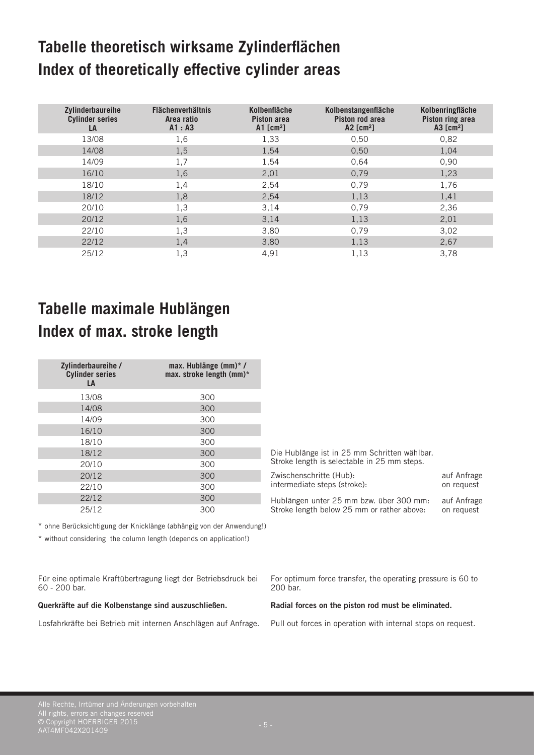## Tabelle theoretisch wirksame Zylinderflächen
## Index of theoretically effective cylinder areas

| Zylinderbaureihe<br>Cylinder series<br>LA | Flächenverhältnis<br>Area ratio<br>A1 : A3 | Kolbenfläche<br>Piston area<br>A1 [cm²] | Kolbenstangenfläche<br>Piston rod area<br>A2 [cm²] | Kolbenringfläche<br>Piston ring area<br>A3 [cm²] |
|---|---|---|---|---|
| 13/08 | 1,6 | 1,33 | 0,50 | 0,82 |
| 14/08 | 1,5 | 1,54 | 0,50 | 1,04 |
| 14/09 | 1,7 | 1,54 | 0,64 | 0,90 |
| 16/10 | 1,6 | 2,01 | 0,79 | 1,23 |
| 18/10 | 1,4 | 2,54 | 0,79 | 1,76 |
| 18/12 | 1,8 | 2,54 | 1,13 | 1,41 |
| 20/10 | 1,3 | 3,14 | 0,79 | 2,36 |
| 20/12 | 1,6 | 3,14 | 1,13 | 2,01 |
| 22/10 | 1,3 | 3,80 | 0,79 | 3,02 |
| 22/12 | 1,4 | 3,80 | 1,13 | 2,67 |
| 25/12 | 1,3 | 4,91 | 1,13 | 3,78 |

## Tabelle maximale Hublängen
## Index of max. stroke length

| Zylinderbaureihe /<br>Cylinder series<br>LA | max. Hublänge (mm)* /<br>max. stroke length (mm)* |
|---|---|
| 13/08 | 300 |
| 14/08 | 300 |
| 14/09 | 300 |
| 16/10 | 300 |
| 18/10 | 300 |
| 18/12 | 300 |
| 20/10 | 300 |
| 20/12 | 300 |
| 22/10 | 300 |
| 22/12 | 300 |
| 25/12 | 300 |

Die Hublänge ist in 25 mm Schritten wählbar.
Stroke length is selectable in 25 mm steps.

| | |
|---|---|
| Zwischenschritte (Hub):<br>intermediate steps (stroke): | auf Anfrage<br>on request |
| Hublängen unter 25 mm bzw. über 300 mm:<br>Stroke length below 25 mm or rather above: | auf Anfrage<br>on request |

* ohne Berücksichtigung der Knicklänge (abhängig von der Anwendung!)

* without considering the column length (depends on application!)

Für eine optimale Kraftübertragung liegt der Betriebsdruck bei 60 - 200 bar.

**Querkräfte auf die Kolbenstange sind auszuschließen.**

Losfahrkräfte bei Betrieb mit internen Anschlägen auf Anfrage.

For optimum force transfer, the operating pressure is 60 to 200 bar.

**Radial forces on the piston rod must be eliminated.**

Pull out forces in operation with internal stops on request.

Alle Rechte, Irrtümer und Änderungen vorbehalten
All rights, errors an changes reserved
© Copyright HOERBIGER 2015
AAT4MF042X201409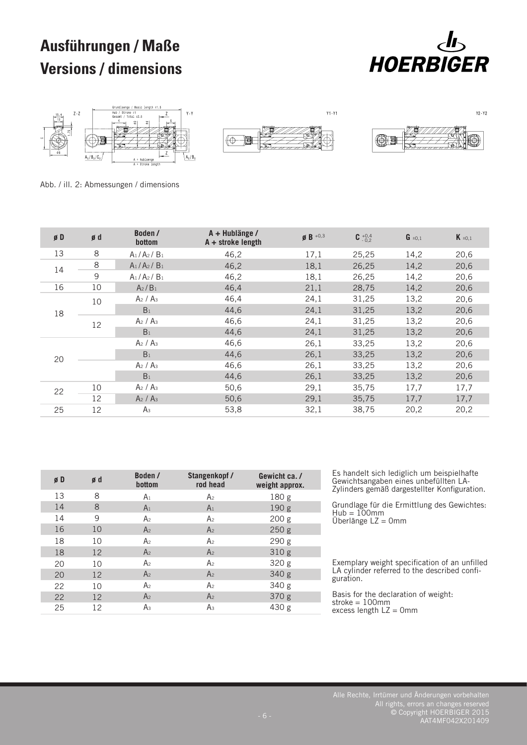# Ausführungen / Maße

# Versions / dimensions

Abb. / ill. 2: Abmessungen / dimensions

| ø D | ø d | Boden / bottom | A + Hublänge / A + stroke length | ø B $^{+0,3}$ | C $^{+0,4}_{-0,2}$ | G $_{\pm 0,1}$ | K $_{\pm 0,1}$ |
|---|---|---|---|---|---|---|---|
| 13 | 8 | $A_1$ / $A_2$ / $B_1$ | 46,2 | 17,1 | 25,25 | 14,2 | 20,6 |
| 14 | 8 | $A_1$ / $A_2$ / $B_1$ | 46,2 | 18,1 | 26,25 | 14,2 | 20,6 |
| | 9 | $A_1$ / $A_2$ / $B_1$ | 46,2 | 18,1 | 26,25 | 14,2 | 20,6 |
| 16 | 10 | $A_2$ / $B_1$ | 46,4 | 21,1 | 28,75 | 14,2 | 20,6 |
| 18 | 10 | $A_2$ / $A_3$ | 46,4 | 24,1 | 31,25 | 13,2 | 20,6 |
| | | $B_1$ | 44,6 | 24,1 | 31,25 | 13,2 | 20,6 |
| | 12 | $A_2$ / $A_3$ | 46,6 | 24,1 | 31,25 | 13,2 | 20,6 |
| | | $B_1$ | 44,6 | 24,1 | 31,25 | 13,2 | 20,6 |
| 20 | | $A_2$ / $A_3$ | 46,6 | 26,1 | 33,25 | 13,2 | 20,6 |
| | | $B_1$ | 44,6 | 26,1 | 33,25 | 13,2 | 20,6 |
| | | $A_2$ / $A_3$ | 46,6 | 26,1 | 33,25 | 13,2 | 20,6 |
| | | $B_1$ | 44,6 | 26,1 | 33,25 | 13,2 | 20,6 |
| 22 | 10 | $A_2$ / $A_3$ | 50,6 | 29,1 | 35,75 | 17,7 | 17,7 |
| | 12 | $A_2$ / $A_3$ | 50,6 | 29,1 | 35,75 | 17,7 | 17,7 |
| 25 | 12 | $A_3$ | 53,8 | 32,1 | 38,75 | 20,2 | 20,2 |

| ø D | ø d | Boden / bottom | Stangenkopf / rod head | Gewicht ca. / weight approx. |
|---|---|---|---|---|
| 13 | 8 | $A_1$ | $A_2$ | 180 g |
| 14 | 8 | $A_1$ | $A_1$ | 190 g |
| 14 | 9 | $A_2$ | $A_2$ | 200 g |
| 16 | 10 | $A_2$ | $A_2$ | 250 g |
| 18 | 10 | $A_2$ | $A_2$ | 290 g |
| 18 | 12 | $A_2$ | $A_2$ | 310 g |
| 20 | 10 | $A_2$ | $A_2$ | 320 g |
| 20 | 12 | $A_2$ | $A_2$ | 340 g |
| 22 | 10 | $A_2$ | $A_2$ | 340 g |
| 22 | 12 | $A_2$ | $A_2$ | 370 g |
| 25 | 12 | $A_3$ | $A_3$ | 430 g |

Es handelt sich lediglich um beispielhafte Gewichtsangaben eines unbefüllten LA-Zylinders gemäß dargestellter Konfiguration.

Grundlage für die Ermittlung des Gewichtes:
Hub = 100mm
Überlänge LZ = 0mm

Exemplary weight specification of an unfilled LA cylinder referred to the described configuration.

Basis for the declaration of weight:
stroke = 100mm
excess length LZ = 0mm

Alle Rechte, Irrtümer und Änderungen vorbehalten
All rights, errors an changes reserved
© Copyright HOERBIGER 2015
AAT4MF042X201409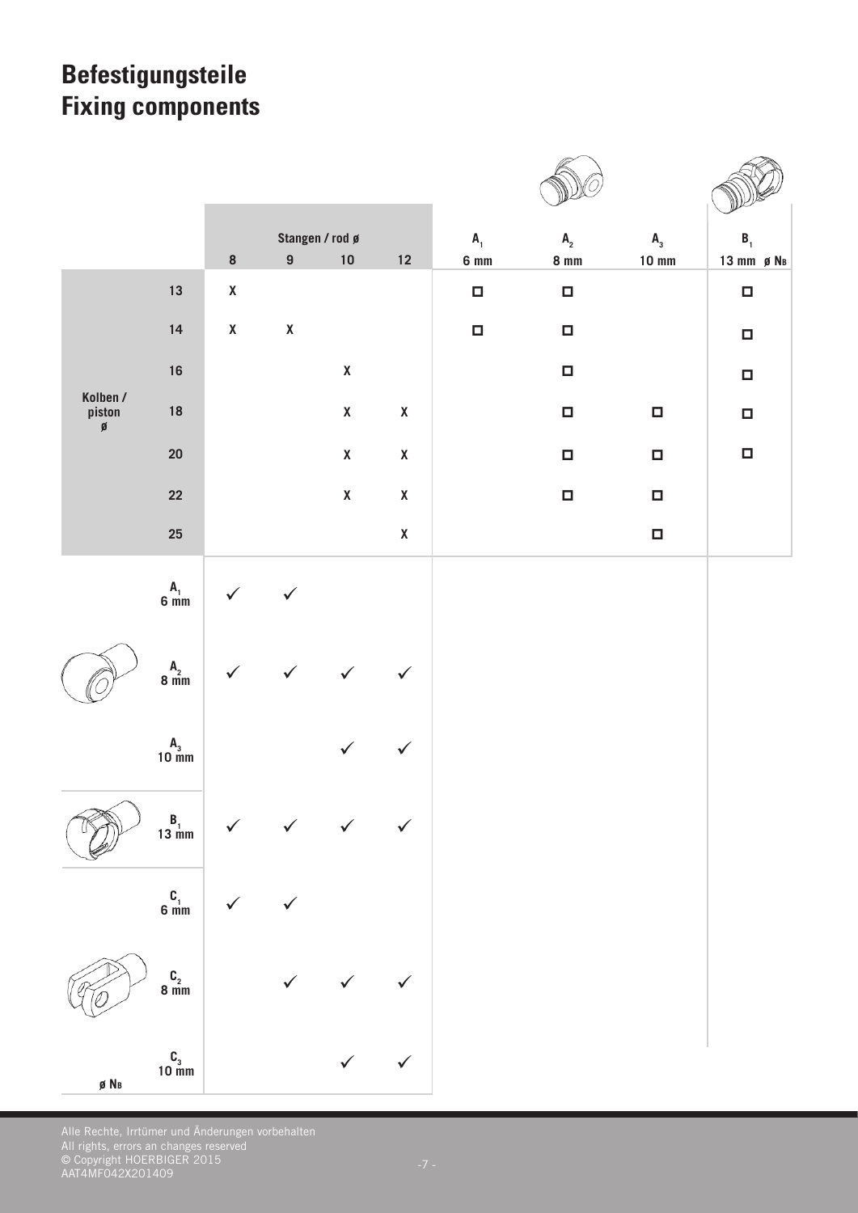# Befestigungsteile
# Fixing components

| | | Stangen / rod ø | | | | $A_1$ | $A_2$ | $A_3$ | $B_1$ |
|---|---|---|---|---|---|---|---|---|---|
| | | 8 | 9 | 10 | 12 | 6 mm | 8 mm | 10 mm | 13 mm ø $N_B$ |
| Kolben / piston ø | 13 | X | | | | ☐ | ☐ | | ☐ |
| | 14 | X | X | | | ☐ | ☐ | | ☐ |
| | 16 | | | X | | | ☐ | | ☐ |
| | 18 | | | X | X | | ☐ | ☐ | ☐ |
| | 20 | | | X | X | | ☐ | ☐ | ☐ |
| | 22 | | | X | X | | ☐ | ☐ | |
| | 25 | | | | X | | | ☐ | |
| | $A_1$ 6 mm | ✓ | ✓ | | | | | | |
| | $A_2$ 8 mm | ✓ | ✓ | ✓ | ✓ | | | | |
| | $A_3$ 10 mm | | | ✓ | ✓ | | | | |
| | $B_1$ 13 mm | ✓ | ✓ | ✓ | ✓ | | | | |
| | $C_1$ 6 mm | ✓ | ✓ | | | | | | |
| | $C_2$ 8 mm | | ✓ | ✓ | ✓ | | | | |
| ø $N_B$ | $C_3$ 10 mm | | | ✓ | ✓ | | | | |

Alle Rechte, Irrtümer und Änderungen vorbehalten
All rights, errors an changes reserved
© Copyright HOERBIGER 2015
AAT4MF042X201409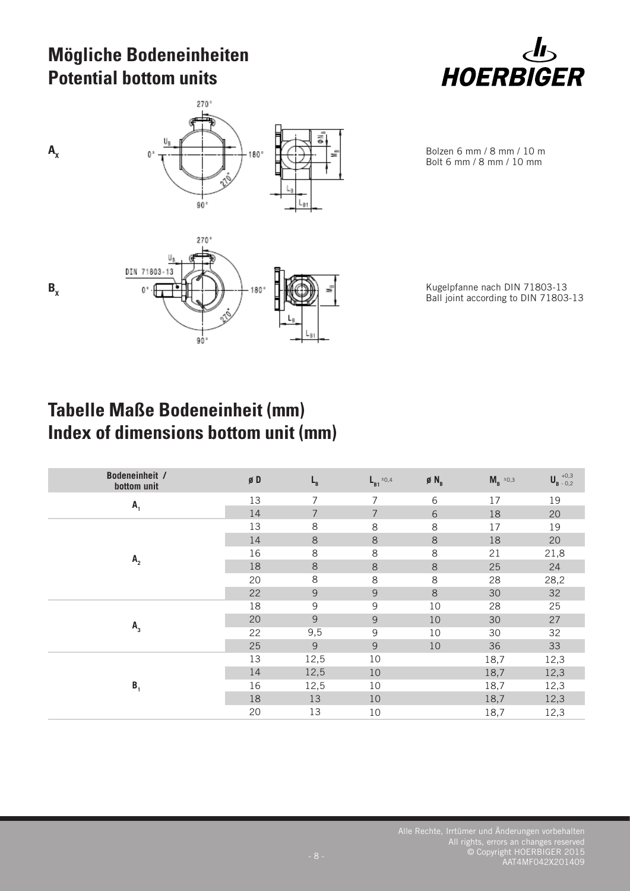# Mögliche Bodeneinheiten
# Potential bottom units

$A_x$

Bolzen 6 mm / 8 mm / 10 m
Bolt 6 mm / 8 mm / 10 mm

$B_x$

Kugelpfanne nach DIN 71803-13
Ball joint according to DIN 71803-13

## Tabelle Maße Bodeneinheit (mm)
## Index of dimensions bottom unit (mm)

| Bodeneinheit / bottom unit | ø D | $L_B$ | $L_{B1}$ ±0,4 | ø $N_B$ | $M_B$ ±0,3 | $U_B$ $^{+0,3}_{-0,2}$ |
|---|---|---|---|---|---|---|
| $A_1$ | 13 | 7 | 7 | 6 | 17 | 19 |
| | 14 | 7 | 7 | 6 | 18 | 20 |
| $A_2$ | 13 | 8 | 8 | 8 | 17 | 19 |
| | 14 | 8 | 8 | 8 | 18 | 20 |
| | 16 | 8 | 8 | 8 | 21 | 21,8 |
| | 18 | 8 | 8 | 8 | 25 | 24 |
| | 20 | 8 | 8 | 8 | 28 | 28,2 |
| | 22 | 9 | 9 | 8 | 30 | 32 |
| $A_3$ | 18 | 9 | 9 | 10 | 28 | 25 |
| | 20 | 9 | 9 | 10 | 30 | 27 |
| | 22 | 9,5 | 9 | 10 | 30 | 32 |
| | 25 | 9 | 9 | 10 | 36 | 33 |
| $B_1$ | 13 | 12,5 | 10 | | 18,7 | 12,3 |
| | 14 | 12,5 | 10 | | 18,7 | 12,3 |
| | 16 | 12,5 | 10 | | 18,7 | 12,3 |
| | 18 | 13 | 10 | | 18,7 | 12,3 |
| | 20 | 13 | 10 | | 18,7 | 12,3 |

Alle Rechte, Irrtümer und Änderungen vorbehalten
All rights, errors an changes reserved
© Copyright HOERBIGER 2015
AAT4MF042X201409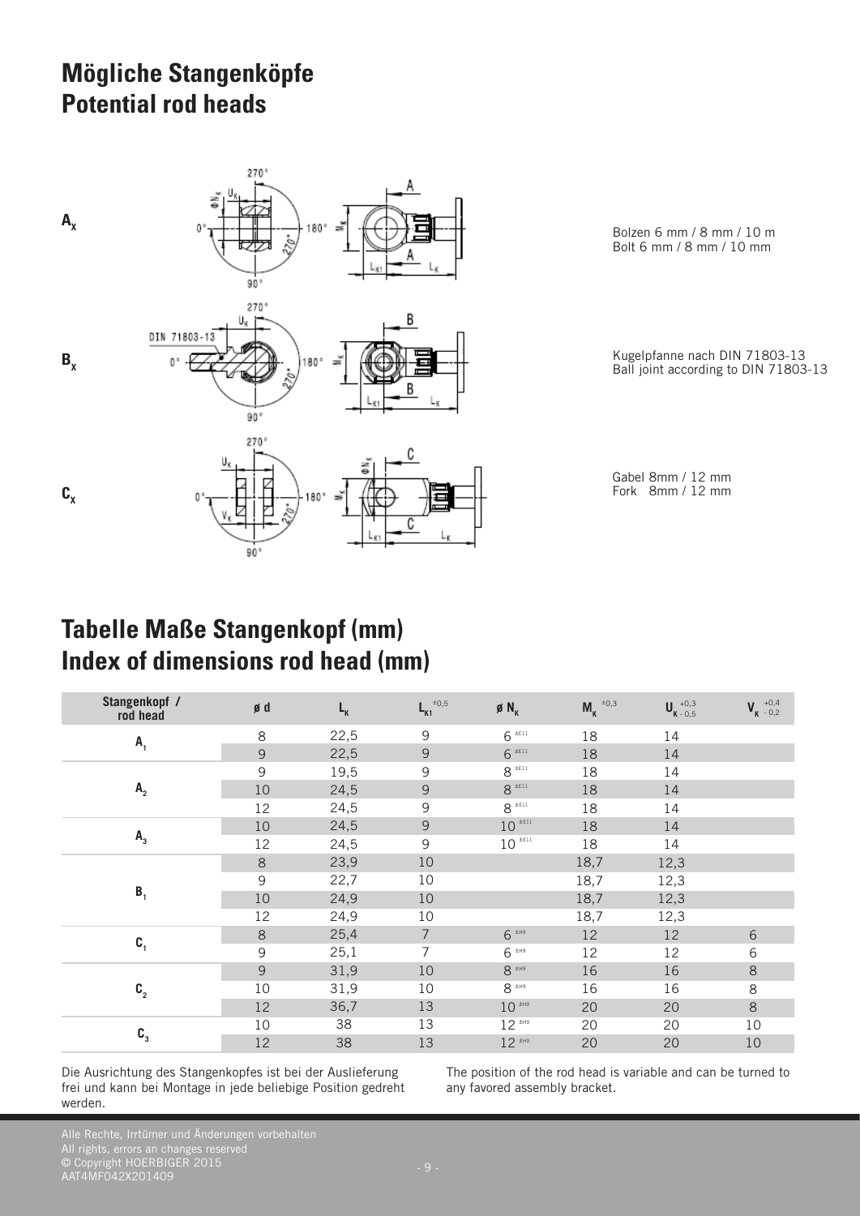# Mögliche Stangenköpfe
# Potential rod heads

$A_X$

Bolzen 6 mm / 8 mm / 10 m
Bolt 6 mm / 8 mm / 10 mm

$B_X$

Kugelpfanne nach DIN 71803-13
Ball joint according to DIN 71803-13

$C_X$

Gabel 8mm / 12 mm
Fork 8mm / 12 mm

# Tabelle Maße Stangenkopf (mm)
# Index of dimensions rod head (mm)

| Stangenkopf / rod head | ø d | $L_K$ | $L_{K1}$ $^{\pm 0,5}$ | ø $N_K$ | $M_K$ $^{\pm 0,3}$ | $U_K$ $^{+0,3}_{-0,5}$ | $V_K$ $^{+0,4}_{-0,2}$ |
|---|---|---|---|---|---|---|---|
| $A_1$ | 8 | 22,5 | 9 | 6 $^{\pm E11}$ | 18 | 14 | |
| | 9 | 22,5 | 9 | 6 $^{\pm E11}$ | 18 | 14 | |
| $A_2$ | 9 | 19,5 | 9 | 8 $^{\pm E11}$ | 18 | 14 | |
| | 10 | 24,5 | 9 | 8 $^{\pm E11}$ | 18 | 14 | |
| | 12 | 24,5 | 9 | 8 $^{\pm E11}$ | 18 | 14 | |
| $A_3$ | 10 | 24,5 | 9 | 10 $^{\pm E11}$ | 18 | 14 | |
| | 12 | 24,5 | 9 | 10 $^{\pm E11}$ | 18 | 14 | |
| $B_1$ | 8 | 23,9 | 10 | | 18,7 | 12,3 | |
| | 9 | 22,7 | 10 | | 18,7 | 12,3 | |
| | 10 | 24,9 | 10 | | 18,7 | 12,3 | |
| | 12 | 24,9 | 10 | | 18,7 | 12,3 | |
| $C_1$ | 8 | 25,4 | 7 | 6 $^{\pm H9}$ | 12 | 12 | 6 |
| | 9 | 25,1 | 7 | 6 $^{\pm H9}$ | 12 | 12 | 6 |
| $C_2$ | 9 | 31,9 | 10 | 8 $^{\pm H9}$ | 16 | 16 | 8 |
| | 10 | 31,9 | 10 | 8 $^{\pm H9}$ | 16 | 16 | 8 |
| | 12 | 36,7 | 13 | 10 $^{\pm H9}$ | 20 | 20 | 8 |
| $C_3$ | 10 | 38 | 13 | 12 $^{\pm H9}$ | 20 | 20 | 10 |
| | 12 | 38 | 13 | 12 $^{\pm H9}$ | 20 | 20 | 10 |

Die Ausrichtung des Stangenkopfes ist bei der Auslieferung frei und kann bei Montage in jede beliebige Position gedreht werden.

The position of the rod head is variable and can be turned to any favored assembly bracket.

Alle Rechte, Irrtümer und Änderungen vorbehalten
All rights, errors an changes reserved
© Copyright HOERBIGER 2015
AAT4MF042X201409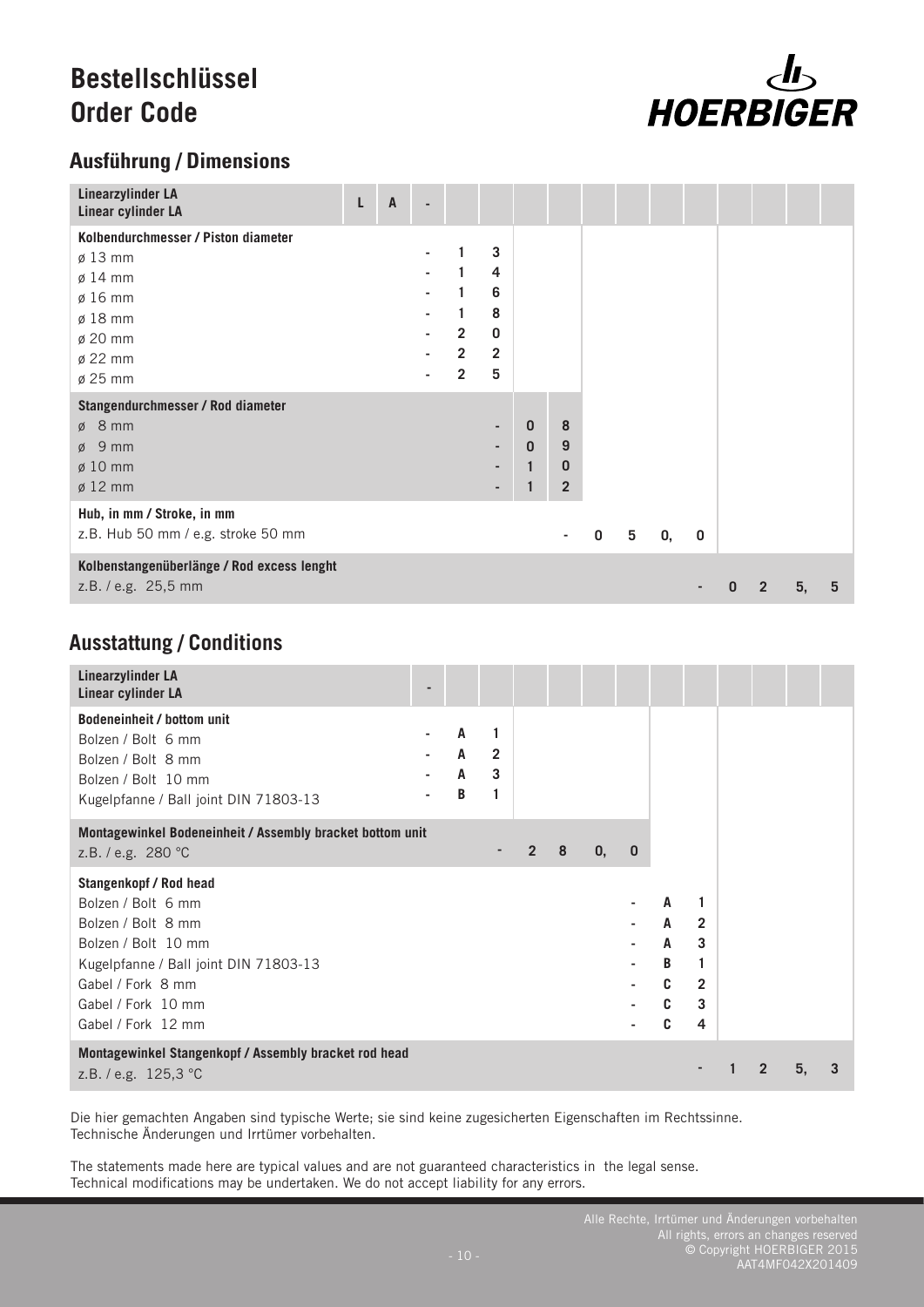# Bestellschlüssel
# Order Code

## Ausführung / Dimensions

| Linearzylinder LA<br>Linear cylinder LA | L | A | - | | | | | | | | | | | | | |
|---|---|---|---|---|---|---|---|---|---|---|---|---|---|---|---|---|
| **Kolbendurchmesser / Piston diameter** | | | | | | | | | | | | | | | | |
| ø 13 mm | | | - | 1 | 3 | | | | | | | | | | | |
| ø 14 mm | | | - | 1 | 4 | | | | | | | | | | | |
| ø 16 mm | | | - | 1 | 6 | | | | | | | | | | | |
| ø 18 mm | | | - | 1 | 8 | | | | | | | | | | | |
| ø 20 mm | | | - | 2 | 0 | | | | | | | | | | | |
| ø 22 mm | | | - | 2 | 2 | | | | | | | | | | | |
| ø 25 mm | | | - | 2 | 5 | | | | | | | | | | | |
| **Stangendurchmesser / Rod diameter** | | | | | | | | | | | | | | | | |
| ø 8 mm | | | | | - | 0 | 8 | | | | | | | | | |
| ø 9 mm | | | | | - | 0 | 9 | | | | | | | | | |
| ø 10 mm | | | | | - | 1 | 0 | | | | | | | | | |
| ø 12 mm | | | | | - | 1 | 2 | | | | | | | | | |
| **Hub, in mm / Stroke, in mm** | | | | | | | | | | | | | | | | |
| z.B. Hub 50 mm / e.g. stroke 50 mm | | | | | | | - | 0 | 5 | 0, | 0 | | | | | |
| **Kolbenstangenüberlänge / Rod excess lenght** | | | | | | | | | | | | | | | | |
| z.B. / e.g. 25,5 mm | | | | | | | | | | | - | 0 | 2 | 5, | 5 | |

## Ausstattung / Conditions

| Linearzylinder LA<br>Linear cylinder LA | - | | | | | | | | | | | | | |
|---|---|---|---|---|---|---|---|---|---|---|---|---|---|---|
| **Bodeneinheit / bottom unit** | | | | | | | | | | | | | | |
| Bolzen / Bolt 6 mm | - | A | 1 | | | | | | | | | | | |
| Bolzen / Bolt 8 mm | - | A | 2 | | | | | | | | | | | |
| Bolzen / Bolt 10 mm | - | A | 3 | | | | | | | | | | | |
| Kugelpfanne / Ball joint DIN 71803-13 | - | B | 1 | | | | | | | | | | | |
| **Montagewinkel Bodeneinheit / Assembly bracket bottom unit** | | | | | | | | | | | | | | |
| z.B. / e.g. 280 °C | | | - | 2 | 8 | 0, | 0 | | | | | | | |
| **Stangenkopf / Rod head** | | | | | | | | | | | | | | |
| Bolzen / Bolt 6 mm | | | | | | | - | A | 1 | | | | | |
| Bolzen / Bolt 8 mm | | | | | | | - | A | 2 | | | | | |
| Bolzen / Bolt 10 mm | | | | | | | - | A | 3 | | | | | |
| Kugelpfanne / Ball joint DIN 71803-13 | | | | | | | - | B | 1 | | | | | |
| Gabel / Fork 8 mm | | | | | | | - | C | 2 | | | | | |
| Gabel / Fork 10 mm | | | | | | | - | C | 3 | | | | | |
| Gabel / Fork 12 mm | | | | | | | - | C | 4 | | | | | |
| **Montagewinkel Stangenkopf / Assembly bracket rod head** | | | | | | | | | | | | | | |
| z.B. / e.g. 125,3 °C | | | | | | | | | - | 1 | 2 | 5, | 3 | |

Die hier gemachten Angaben sind typische Werte; sie sind keine zugesicherten Eigenschaften im Rechtssinne.
Technische Änderungen und Irrtümer vorbehalten.

The statements made here are typical values and are not guaranteed characteristics in the legal sense.
Technical modifications may be undertaken. We do not accept liability for any errors.

Alle Rechte, Irrtümer und Änderungen vorbehalten
All rights, errors an changes reserved
© Copyright HOERBIGER 2015
AAT4MF042X201409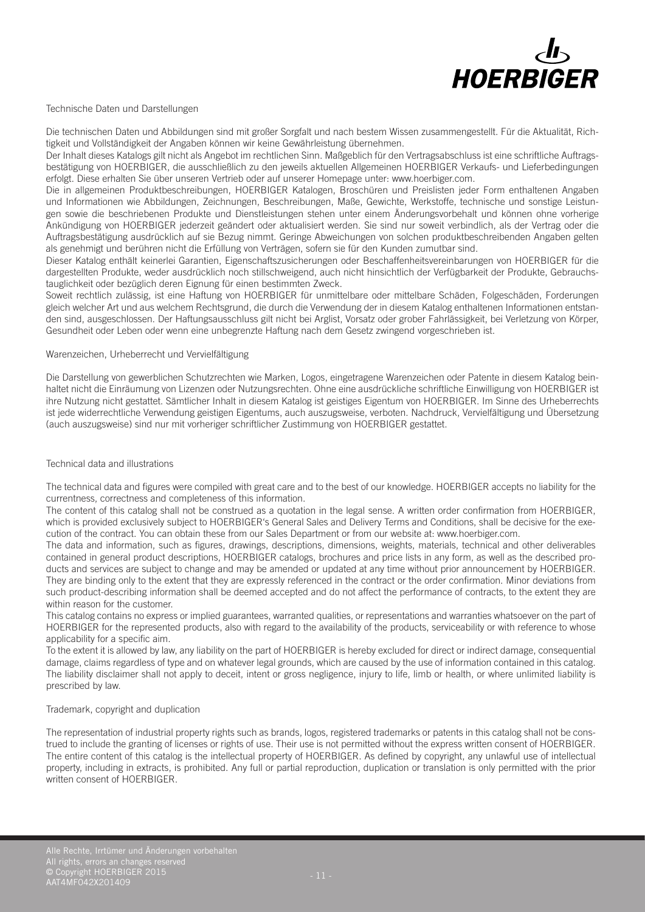## Technische Daten und Darstellungen

Die technischen Daten und Abbildungen sind mit großer Sorgfalt und nach bestem Wissen zusammengestellt. Für die Aktualität, Richtigkeit und Vollständigkeit der Angaben können wir keine Gewährleistung übernehmen.
Der Inhalt dieses Katalogs gilt nicht als Angebot im rechtlichen Sinn. Maßgeblich für den Vertragsabschluss ist eine schriftliche Auftragsbestätigung von HOERBIGER, die ausschließlich zu den jeweils aktuellen Allgemeinen HOERBIGER Verkaufs- und Lieferbedingungen erfolgt. Diese erhalten Sie über unseren Vertrieb oder auf unserer Homepage unter: www.hoerbiger.com.
Die in allgemeinen Produktbeschreibungen, HOERBIGER Katalogen, Broschüren und Preislisten jeder Form enthaltenen Angaben und Informationen wie Abbildungen, Zeichnungen, Beschreibungen, Maße, Gewichte, Werkstoffe, technische und sonstige Leistungen sowie die beschriebenen Produkte und Dienstleistungen stehen unter einem Änderungsvorbehalt und können ohne vorherige Ankündigung von HOERBIGER jederzeit geändert oder aktualisiert werden. Sie sind nur soweit verbindlich, als der Vertrag oder die Auftragsbestätigung ausdrücklich auf sie Bezug nimmt. Geringe Abweichungen von solchen produktbeschreibenden Angaben gelten als genehmigt und berühren nicht die Erfüllung von Verträgen, sofern sie für den Kunden zumutbar sind.
Dieser Katalog enthält keinerlei Garantien, Eigenschaftszusicherungen oder Beschaffenheitsvereinbarungen von HOERBIGER für die dargestellten Produkte, weder ausdrücklich noch stillschweigend, auch nicht hinsichtlich der Verfügbarkeit der Produkte, Gebrauchstauglichkeit oder bezüglich deren Eignung für einen bestimmten Zweck.
Soweit rechtlich zulässig, ist eine Haftung von HOERBIGER für unmittelbare oder mittelbare Schäden, Folgeschäden, Forderungen gleich welcher Art und aus welchem Rechtsgrund, die durch die Verwendung der in diesem Katalog enthaltenen Informationen entstanden sind, ausgeschlossen. Der Haftungsausschluss gilt nicht bei Arglist, Vorsatz oder grober Fahrlässigkeit, bei Verletzung von Körper, Gesundheit oder Leben oder wenn eine unbegrenzte Haftung nach dem Gesetz zwingend vorgeschrieben ist.

## Warenzeichen, Urheberrecht und Vervielfältigung

Die Darstellung von gewerblichen Schutzrechten wie Marken, Logos, eingetragene Warenzeichen oder Patente in diesem Katalog beinhaltet nicht die Einräumung von Lizenzen oder Nutzungsrechten. Ohne eine ausdrückliche schriftliche Einwilligung von HOERBIGER ist ihre Nutzung nicht gestattet. Sämtlicher Inhalt in diesem Katalog ist geistiges Eigentum von HOERBIGER. Im Sinne des Urheberrechts ist jede widerrechtliche Verwendung geistigen Eigentums, auch auszugsweise, verboten. Nachdruck, Vervielfältigung und Übersetzung (auch auszugsweise) sind nur mit vorheriger schriftlicher Zustimmung von HOERBIGER gestattet.

## Technical data and illustrations

The technical data and figures were compiled with great care and to the best of our knowledge. HOERBIGER accepts no liability for the currentness, correctness and completeness of this information.
The content of this catalog shall not be construed as a quotation in the legal sense. A written order confirmation from HOERBIGER, which is provided exclusively subject to HOERBIGER's General Sales and Delivery Terms and Conditions, shall be decisive for the execution of the contract. You can obtain these from our Sales Department or from our website at: www.hoerbiger.com.
The data and information, such as figures, drawings, descriptions, dimensions, weights, materials, technical and other deliverables contained in general product descriptions, HOERBIGER catalogs, brochures and price lists in any form, as well as the described products and services are subject to change and may be amended or updated at any time without prior announcement by HOERBIGER. They are binding only to the extent that they are expressly referenced in the contract or the order confirmation. Minor deviations from such product-describing information shall be deemed accepted and do not affect the performance of contracts, to the extent they are within reason for the customer.
This catalog contains no express or implied guarantees, warranted qualities, or representations and warranties whatsoever on the part of HOERBIGER for the represented products, also with regard to the availability of the products, serviceability or with reference to whose applicability for a specific aim.
To the extent it is allowed by law, any liability on the part of HOERBIGER is hereby excluded for direct or indirect damage, consequential damage, claims regardless of type and on whatever legal grounds, which are caused by the use of information contained in this catalog. The liability disclaimer shall not apply to deceit, intent or gross negligence, injury to life, limb or health, or where unlimited liability is prescribed by law.

## Trademark, copyright and duplication

The representation of industrial property rights such as brands, logos, registered trademarks or patents in this catalog shall not be construed to include the granting of licenses or rights of use. Their use is not permitted without the express written consent of HOERBIGER. The entire content of this catalog is the intellectual property of HOERBIGER. As defined by copyright, any unlawful use of intellectual property, including in extracts, is prohibited. Any full or partial reproduction, duplication or translation is only permitted with the prior written consent of HOERBIGER.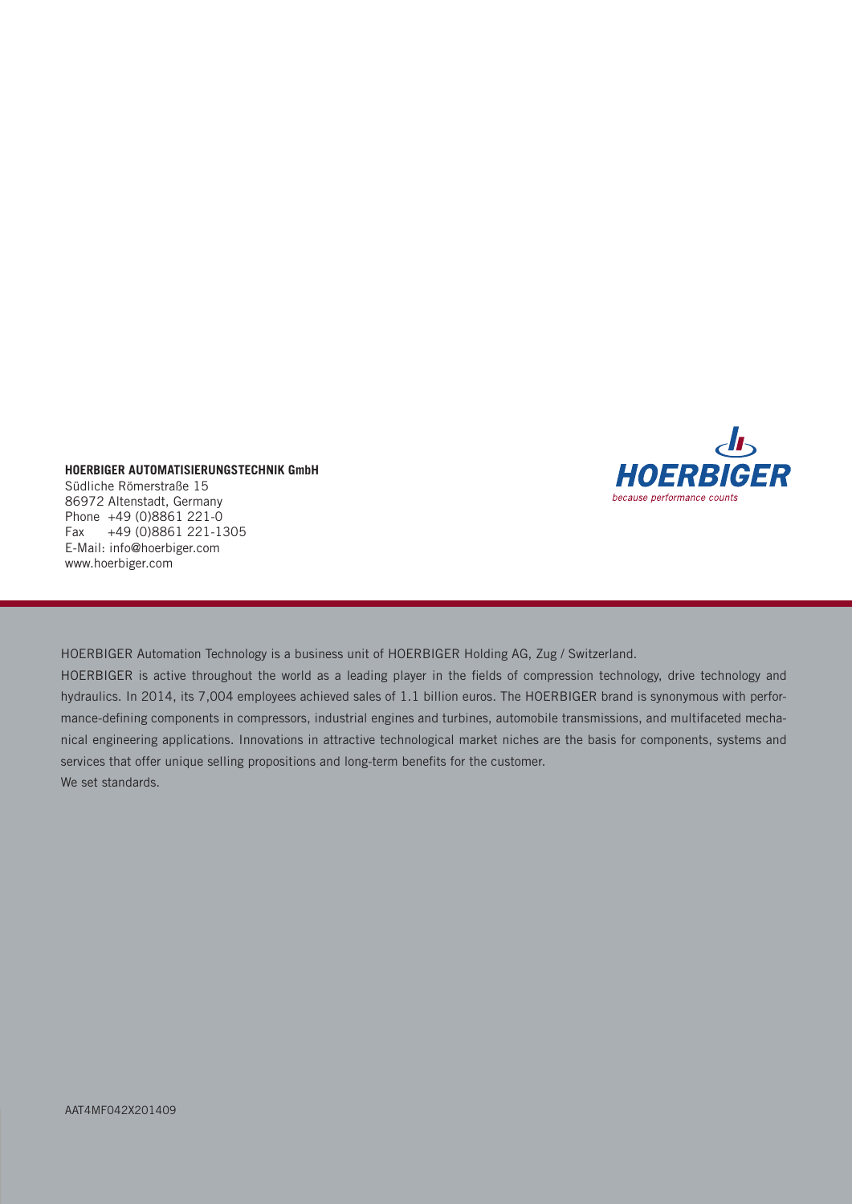**HOERBIGER AUTOMATISIERUNGSTECHNIK GmbH**
Südliche Römerstraße 15
86972 Altenstadt, Germany
Phone +49 (0)8861 221-0
Fax +49 (0)8861 221-1305
E-Mail: info@hoerbiger.com
www.hoerbiger.com

HOERBIGER
because performance counts

HOERBIGER Automation Technology is a business unit of HOERBIGER Holding AG, Zug / Switzerland.
HOERBIGER is active throughout the world as a leading player in the fields of compression technology, drive technology and hydraulics. In 2014, its 7,004 employees achieved sales of 1.1 billion euros. The HOERBIGER brand is synonymous with performance-defining components in compressors, industrial engines and turbines, automobile transmissions, and multifaceted mechanical engineering applications. Innovations in attractive technological market niches are the basis for components, systems and services that offer unique selling propositions and long-term benefits for the customer.
We set standards.

AAT4MF042X201409